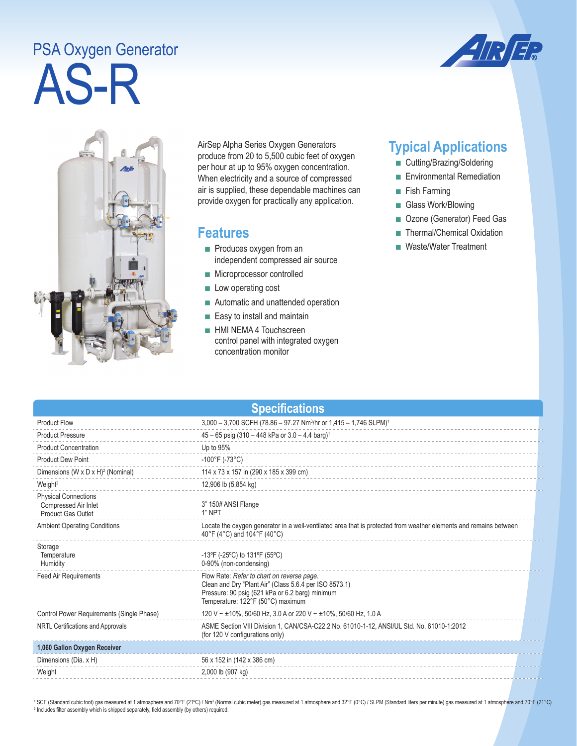# PSA Oxygen Generator

# AS-R

AirSep Alpha Series Oxygen Generators produce from 20 to 5,500 cubic feet of oxygen per hour at up to 95% oxygen concentration. When electricity and a source of compressed air is supplied, these dependable machines can provide oxygen for practically any application.

## Features

- Produces oxygen from an independent compressed air source
- Microprocessor controlled
- Low operating cost
- Automatic and unattended operation
- Easy to install and maintain
- HMI NEMA 4 Touchscreen control panel with integrated oxygen concentration monitor

## Typical Applications

- Cutting/Brazing/Soldering
- Environmental Remediation
- Fish Farming
- Glass Work/Blowing
- Ozone (Generator) Feed Gas
- Thermal/Chemical Oxidation
- Waste/Water Treatment

## Specifications

| | |
|---|---|
| Product Flow | 3,000 – 3,700 SCFH (78.86 – 97.27 $Nm^3/hr$ or 1,415 – 1,746 SLPM)[1] |
| Product Pressure | 45 – 65 psig (310 – 448 kPa or 3.0 – 4.4 barg)[1] |
| Product Concentration | Up to 95% |
| Product Dew Point | -100°F (-73°C) |
| Dimensions (W x D x H)[2] (Nominal) | 114 x 73 x 157 in (290 x 185 x 399 cm) |
| Weight[2] | 12,906 lb (5,854 kg) |
| Physical Connections<br>Compressed Air Inlet<br>Product Gas Outlet | <br>3" 150# ANSI Flange<br>1" NPT |
| Ambient Operating Conditions | Locate the oxygen generator in a well-ventilated area that is protected from weather elements and remains between 40°F (4°C) and 104°F (40°C) |
| Storage<br>Temperature<br>Humidity | <br>-13ºF (-25ºC) to 131ºF (55ºC)<br>0-90% (non-condensing) |
| Feed Air Requirements | Flow Rate: *Refer to chart on reverse page.*<br>Clean and Dry "Plant Air" (Class 5.6.4 per ISO 8573.1)<br>Pressure: 90 psig (621 kPa or 6.2 barg) minimum<br>Temperature: 122°F (50°C) maximum |
| Control Power Requirements (Single Phase) | 120 V ~ ±10%, 50/60 Hz, 3.0 A or 220 V ~ ±10%, 50/60 Hz, 1.0 A |
| NRTL Certifications and Approvals | ASME Section VIII Division 1, CAN/CSA-C22.2 No. 61010-1-12, ANSI/UL Std. No. 61010-1:2012 (for 120 V configurations only) |
| **1,060 Gallon Oxygen Receiver** | |
| Dimensions (Dia. x H) | 56 x 152 in (142 x 386 cm) |
| Weight | 2,000 lb (907 kg) |

[1] SCF (Standard cubic foot) gas measured at 1 atmosphere and 70°F (21ºC) / $Nm^3$ (Normal cubic meter) gas measured at 1 atmosphere and 32°F (0°C) / SLPM (Standard liters per minute) gas measured at 1 atmosphere and 70°F (21°C)
[2] Includes filter assembly which is shipped separately, field assembly (by others) required.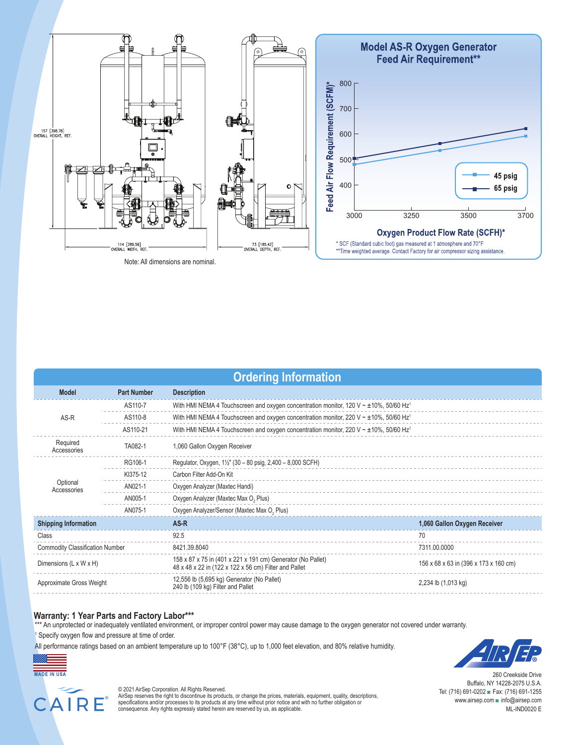157 [398.78] OVERALL HEIGHT, REF.

114 [289.56] OVERALL WIDTH, REF.

73 [185.42] OVERALL DEPTH, REF.

Note: All dimensions are nominal.

## Model AS-R Oxygen Generator Feed Air Requirement**

Feed Air Flow Requirement (SCFM)*

800
700
600
500
400

3000
3250
3500
3700

Oxygen Product Flow Rate (SCFH)*

45 psig
65 psig

* SCF (Standard cubic foot) gas measured at 1 atmosphere and 70°F
**Time weighted average. Contact Factory for air compressor sizing assistance.

## Ordering Information

| Model | Part Number | Description | |
|---|---|---|---|
| AS-R | AS110-7 | With HMI NEMA 4 Touchscreen and oxygen concentration monitor, 120 V ~ ±10%, 50/60 Hz[1] | |
| | AS110-8 | With HMI NEMA 4 Touchscreen and oxygen concentration monitor, 220 V ~ ±10%, 50/60 Hz[1] | |
| | AS110-21 | With HMI NEMA 4 Touchscreen and oxygen concentration monitor, 220 V ~ ±10%, 50/60 Hz[1] | |
| Required Accessories | TA082-1 | 1,060 Gallon Oxygen Receiver | |
| Optional Accessories | RG106-1 | Regulator, Oxygen, 1½" (30 – 80 psig, 2,400 – 8,000 SCFH) | |
| | KI375-12 | Carbon Filter Add-On Kit | |
| | AN021-1 | Oxygen Analyzer (Maxtec Handi) | |
| | AN005-1 | Oxygen Analyzer (Maxtec Max $O_2$ Plus) | |
| | AN075-1 | Oxygen Analyzer/Sensor (Maxtec Max $O_2$ Plus) | |
| **Shipping Information** | | **AS-R** | **1,060 Gallon Oxygen Receiver** |
| Class | | 92.5 | 70 |
| Commodity Classification Number | | 8421.39.8040 | 7311.00.0000 |
| Dimensions (L x W x H) | | 158 x 87 x 75 in (401 x 221 x 191 cm) Generator (No Pallet)<br>48 x 48 x 22 in (122 x 122 x 56 cm) Filter and Pallet | 156 x 68 x 63 in (396 x 173 x 160 cm) |
| Approximate Gross Weight | | 12,556 lb (5,695 kg) Generator (No Pallet)<br>240 lb (109 kg) Filter and Pallet | 2,234 lb (1,013 kg) |

**Warranty: 1 Year Parts and Factory Labor*****

*** An unprotected or inadequately ventilated environment, or improper control power may cause damage to the oxygen generator not covered under warranty.

[1] Specify oxygen flow and pressure at time of order.

All performance ratings based on an ambient temperature up to 100°F (38°C), up to 1,000 feet elevation, and 80% relative humidity.

MADE IN USA

CAIRE

© 2021 AirSep Corporation. All Rights Reserved.
AirSep reserves the right to discontinue its products, or change the prices, materials, equipment, quality, descriptions, specifications and/or processes to its products at any time without prior notice and with no further obligation or consequence. Any rights expressly stated herein are reserved by us, as applicable.

AirSep

260 Creekside Drive
Buffalo, NY 14228-2075 U.S.A.
Tel: (716) 691-0202 ■ Fax: (716) 691-1255
www.airsep.com ■ info@airsep.com
ML-IND0020 E